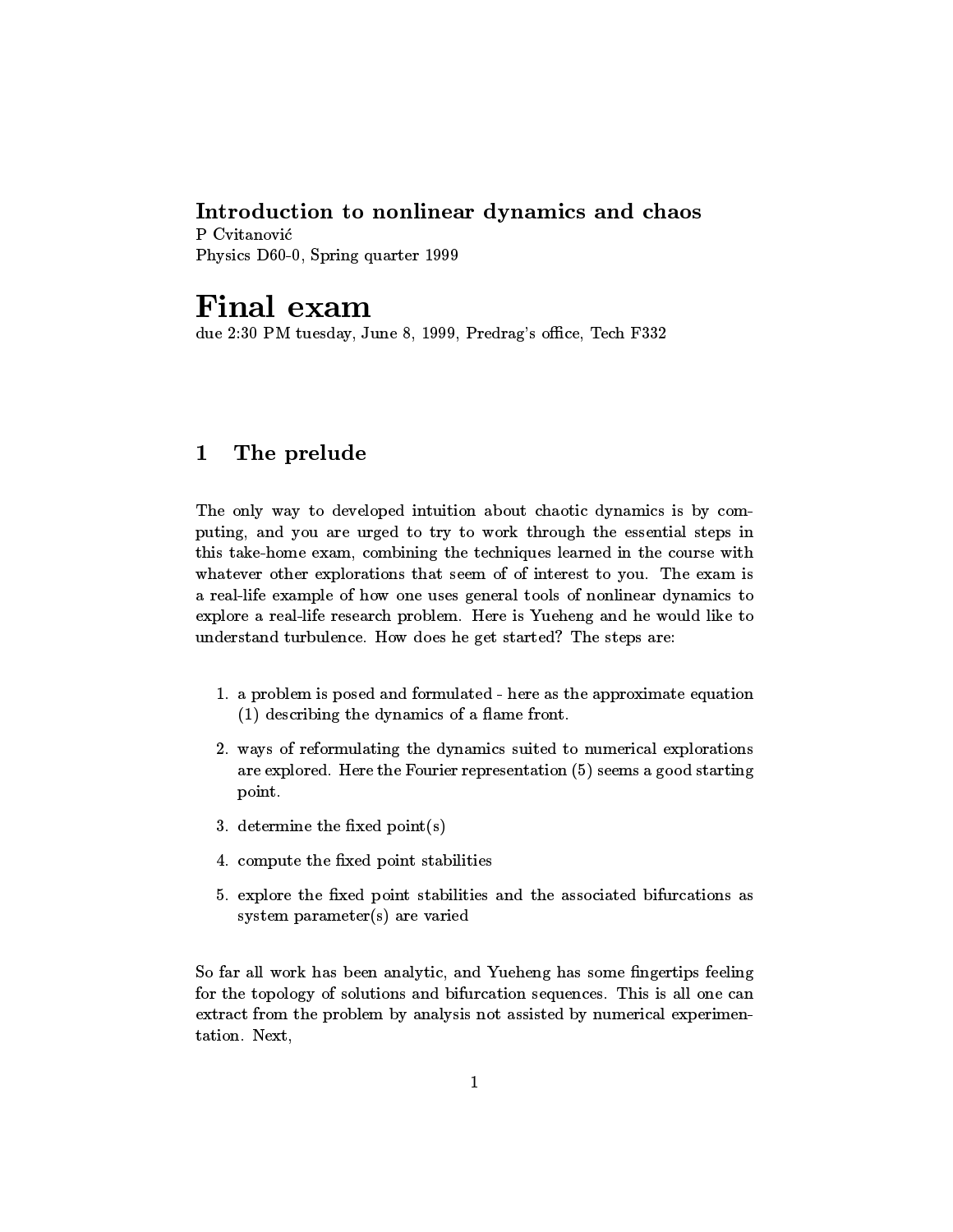**Introduction to nonlinear dynamics and chaos**
P Cvitanović
Physics D60-0, Spring quarter 1999

# Final exam

due 2:30 PM tuesday, June 8, 1999, Predrag's office, Tech F332

## 1 The prelude

The only way to developed intuition about chaotic dynamics is by computing, and you are urged to try to work through the essential steps in this take-home exam, combining the techniques learned in the course with whatever other explorations that seem of of interest to you. The exam is a real-life example of how one uses general tools of nonlinear dynamics to explore a real-life research problem. Here is Yueheng and he would like to understand turbulence. How does he get started? The steps are:

1. a problem is posed and formulated - here as the approximate equation (1) describing the dynamics of a flame front.
2. ways of reformulating the dynamics suited to numerical explorations are explored. Here the Fourier representation (5) seems a good starting point.
3. determine the fixed point(s)
4. compute the fixed point stabilities
5. explore the fixed point stabilities and the associated bifurcations as system parameter(s) are varied

So far all work has been analytic, and Yueheng has some fingertips feeling for the topology of solutions and bifurcation sequences. This is all one can extract from the problem by analysis not assisted by numerical experimentation. Next,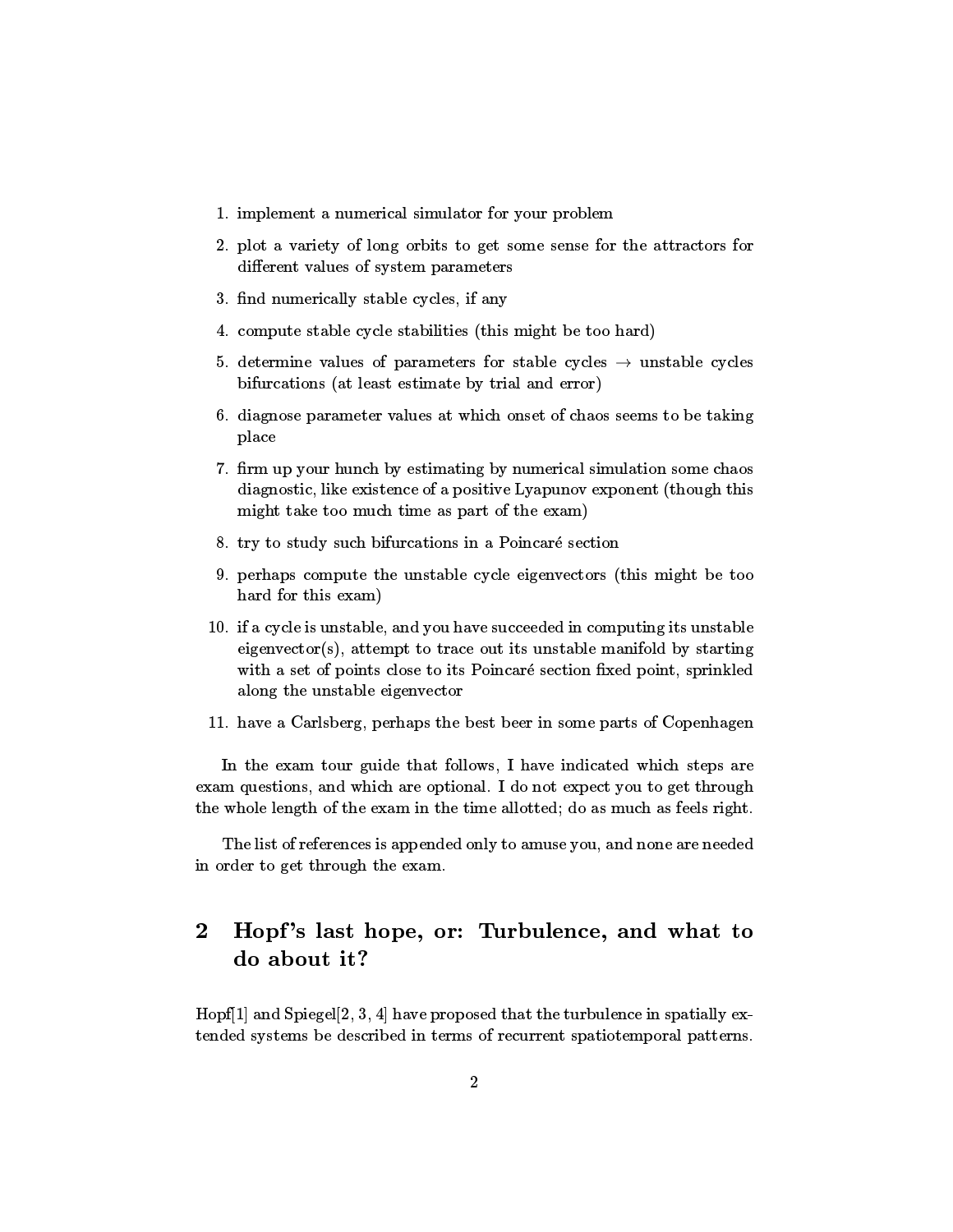1. implement a numerical simulator for your problem
2. plot a variety of long orbits to get some sense for the attractors for different values of system parameters
3. find numerically stable cycles, if any
4. compute stable cycle stabilities (this might be too hard)
5. determine values of parameters for stable cycles $\rightarrow$ unstable cycles bifurcations (at least estimate by trial and error)
6. diagnose parameter values at which onset of chaos seems to be taking place
7. firm up your hunch by estimating by numerical simulation some chaos diagnostic, like existence of a positive Lyapunov exponent (though this might take too much time as part of the exam)
8. try to study such bifurcations in a Poincaré section
9. perhaps compute the unstable cycle eigenvectors (this might be too hard for this exam)
10. if a cycle is unstable, and you have succeeded in computing its unstable eigenvector(s), attempt to trace out its unstable manifold by starting with a set of points close to its Poincaré section fixed point, sprinkled along the unstable eigenvector
11. have a Carlsberg, perhaps the best beer in some parts of Copenhagen

In the exam tour guide that follows, I have indicated which steps are exam questions, and which are optional. I do not expect you to get through the whole length of the exam in the time allotted; do as much as feels right.

The list of references is appended only to amuse you, and none are needed in order to get through the exam.

## 2 Hopf's last hope, or: Turbulence, and what to do about it?

Hopf[1] and Spiegel[2, 3, 4] have proposed that the turbulence in spatially extended systems be described in terms of recurrent spatiotemporal patterns.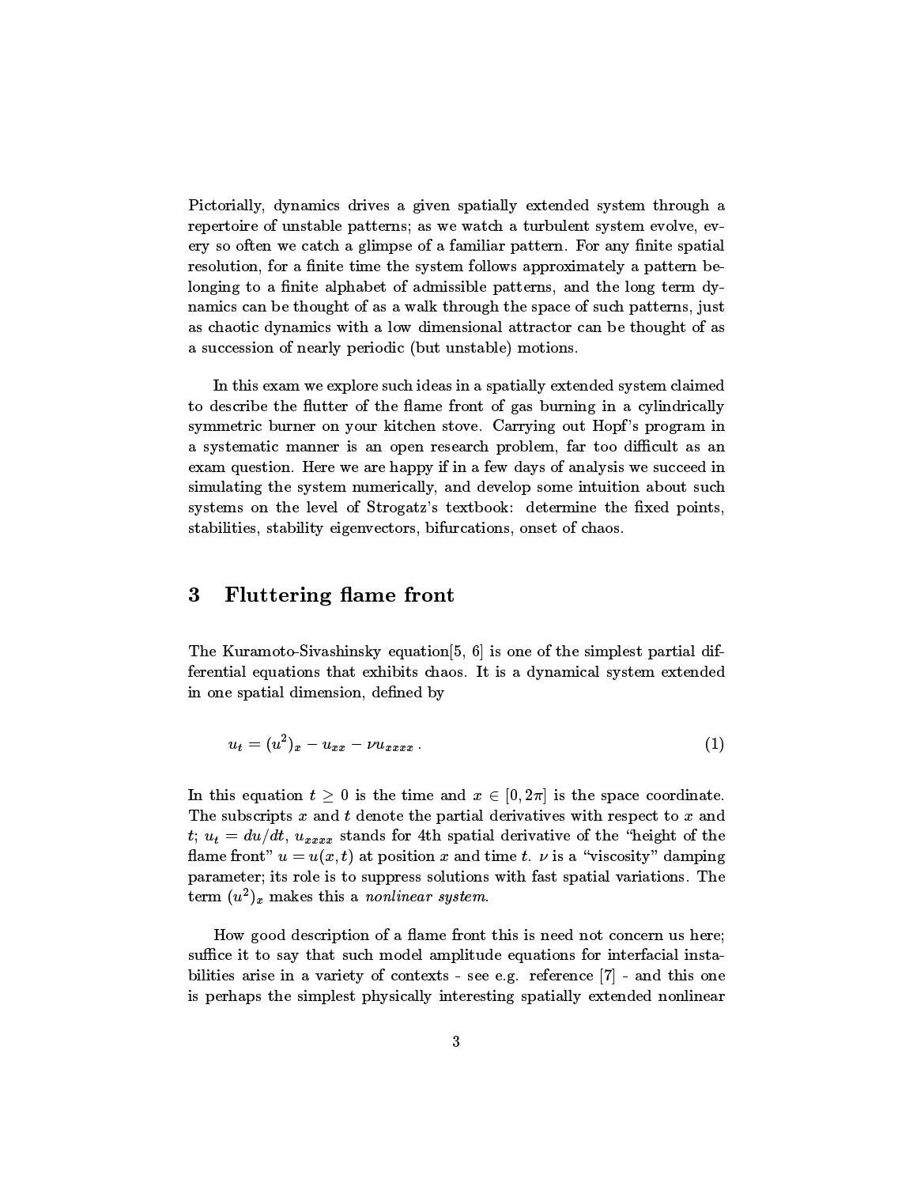Pictorially, dynamics drives a given spatially extended system through a repertoire of unstable patterns; as we watch a turbulent system evolve, every so often we catch a glimpse of a familiar pattern. For any finite spatial resolution, for a finite time the system follows approximately a pattern belonging to a finite alphabet of admissible patterns, and the long term dynamics can be thought of as a walk through the space of such patterns, just as chaotic dynamics with a low dimensional attractor can be thought of as a succession of nearly periodic (but unstable) motions.

In this exam we explore such ideas in a spatially extended system claimed to describe the flutter of the flame front of gas burning in a cylindrically symmetric burner on your kitchen stove. Carrying out Hopf's program in a systematic manner is an open research problem, far too difficult as an exam question. Here we are happy if in a few days of analysis we succeed in simulating the system numerically, and develop some intuition about such systems on the level of Strogatz's textbook: determine the fixed points, stabilities, stability eigenvectors, bifurcations, onset of chaos.

## 3 Fluttering flame front

The Kuramoto-Sivashinsky equation[5, 6] is one of the simplest partial differential equations that exhibits chaos. It is a dynamical system extended in one spatial dimension, defined by

$$u_t = (u^2)_x - u_{xx} - \nu u_{xxxx} \,. \tag{1}$$

In this equation $t \geq 0$ is the time and $x \in [0, 2\pi]$ is the space coordinate. The subscripts $x$ and $t$ denote the partial derivatives with respect to $x$ and $t$; $u_t = du/dt$, $u_{xxxx}$ stands for 4th spatial derivative of the "height of the flame front" $u = u(x,t)$ at position $x$ and time $t$. $\nu$ is a "viscosity" damping parameter; its role is to suppress solutions with fast spatial variations. The term $(u^2)_x$ makes this a *nonlinear system*.

How good description of a flame front this is need not concern us here; suffice it to say that such model amplitude equations for interfacial instabilities arise in a variety of contexts - see e.g. reference [7] - and this one is perhaps the simplest physically interesting spatially extended nonlinear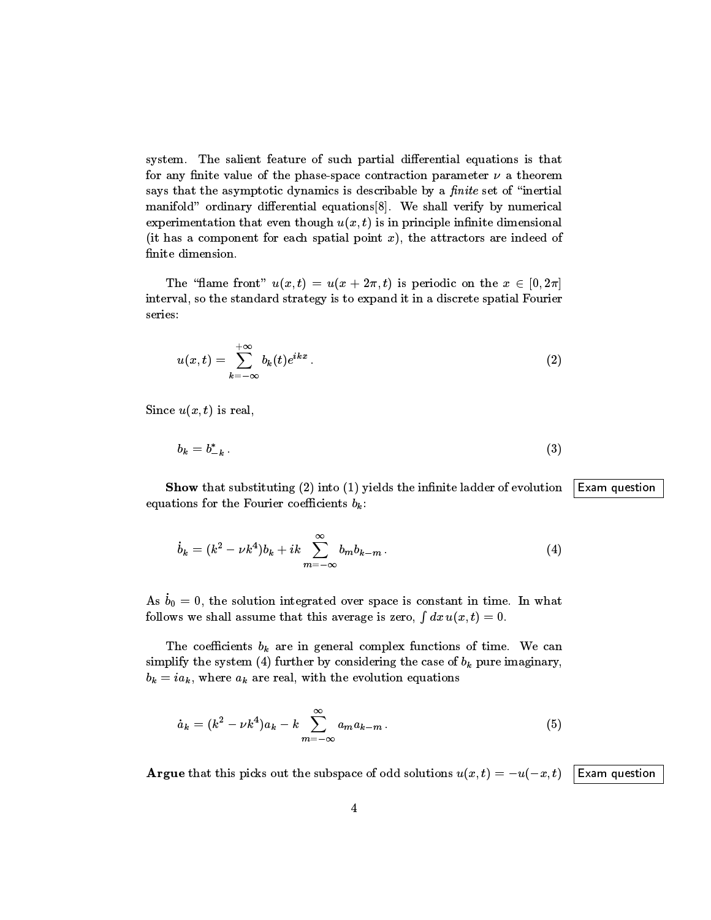system. The salient feature of such partial differential equations is that for any finite value of the phase-space contraction parameter $\nu$ a theorem says that the asymptotic dynamics is describable by a *finite* set of "inertial manifold" ordinary differential equations[8]. We shall verify by numerical experimentation that even though $u(x,t)$ is in principle infinite dimensional (it has a component for each spatial point $x$), the attractors are indeed of finite dimension.

The "flame front" $u(x,t) = u(x + 2\pi, t)$ is periodic on the $x \in [0, 2\pi]$ interval, so the standard strategy is to expand it in a discrete spatial Fourier series:

$$u(x,t) = \sum_{k=-\infty}^{+\infty} b_k(t) e^{ikx} \,. \tag{2}$$

Since $u(x,t)$ is real,

$$b_k = b_{-k}^* \,. \tag{3}$$

**Show** that substituting (2) into (1) yields the infinite ladder of evolution equations for the Fourier coefficients $b_k$: Exam question

$$\dot{b}_k = (k^2 - \nu k^4) b_k + ik \sum_{m=-\infty}^{\infty} b_m b_{k-m} \,. \tag{4}$$

As $\dot{b}_0 = 0$, the solution integrated over space is constant in time. In what follows we shall assume that this average is zero, $\int dx\, u(x,t) = 0$.

The coefficients $b_k$ are in general complex functions of time. We can simplify the system (4) further by considering the case of $b_k$ pure imaginary, $b_k = i a_k$, where $a_k$ are real, with the evolution equations

$$\dot{a}_k = (k^2 - \nu k^4) a_k - k \sum_{m=-\infty}^{\infty} a_m a_{k-m} \,. \tag{5}$$

**Argue** that this picks out the subspace of odd solutions $u(x,t) = -u(-x,t)$ Exam question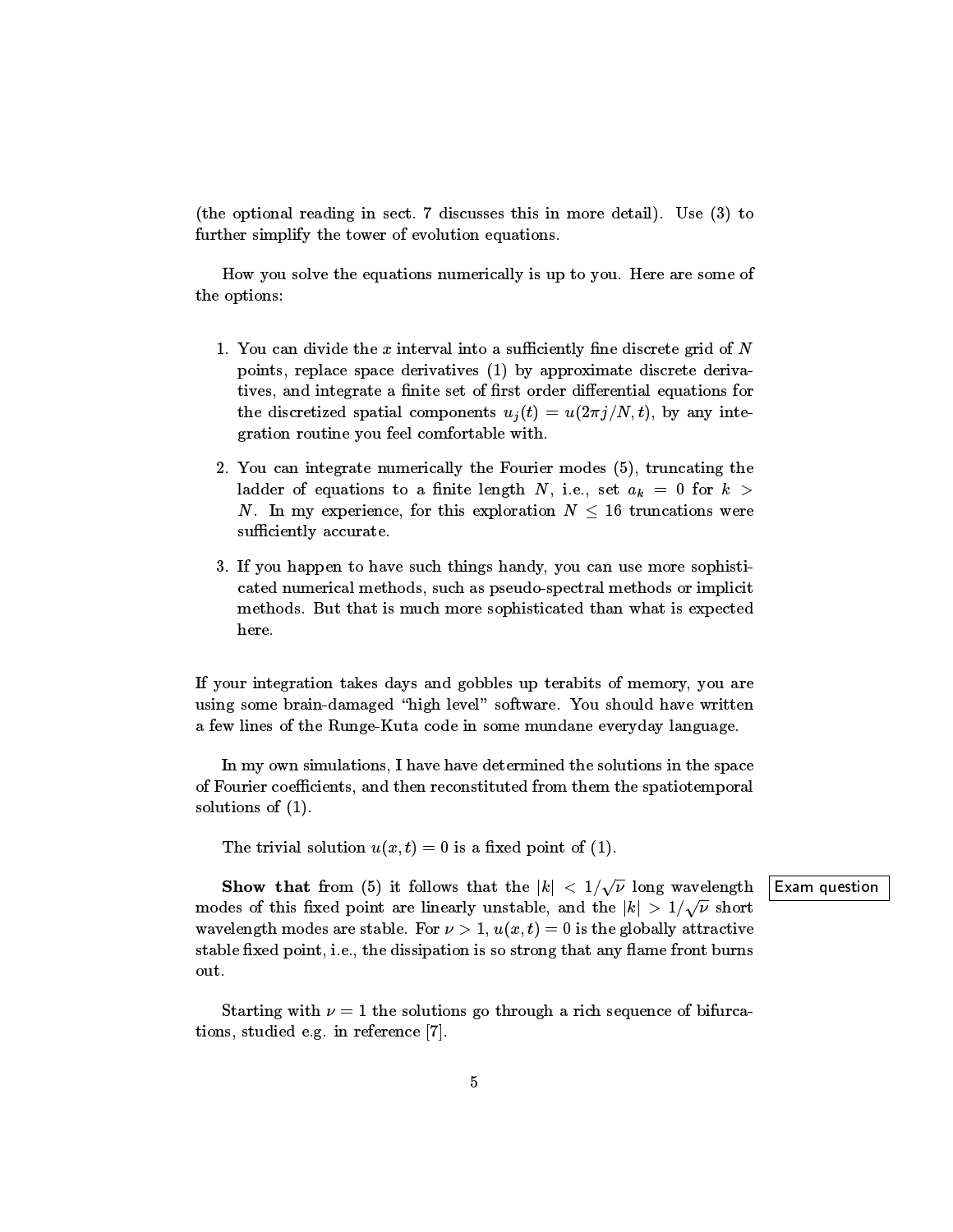(the optional reading in sect. 7 discusses this in more detail). Use (3) to further simplify the tower of evolution equations.

How you solve the equations numerically is up to you. Here are some of the options:

1. You can divide the $x$ interval into a sufficiently fine discrete grid of $N$ points, replace space derivatives (1) by approximate discrete derivatives, and integrate a finite set of first order differential equations for the discretized spatial components $u_j(t) = u(2\pi j/N, t)$, by any integration routine you feel comfortable with.

2. You can integrate numerically the Fourier modes (5), truncating the ladder of equations to a finite length $N$, i.e., set $a_k = 0$ for $k > N$. In my experience, for this exploration $N \leq 16$ truncations were sufficiently accurate.

3. If you happen to have such things handy, you can use more sophisticated numerical methods, such as pseudo-spectral methods or implicit methods. But that is much more sophisticated than what is expected here.

If your integration takes days and gobbles up terabits of memory, you are using some brain-damaged "high level" software. You should have written a few lines of the Runge-Kuta code in some mundane everyday language.

In my own simulations, I have have determined the solutions in the space of Fourier coefficients, and then reconstituted from them the spatiotemporal solutions of (1).

The trivial solution $u(x,t) = 0$ is a fixed point of (1).

**Show that** from (5) it follows that the $|k| < 1/\sqrt{\nu}$ long wavelength modes of this fixed point are linearly unstable, and the $|k| > 1/\sqrt{\nu}$ short wavelength modes are stable. For $\nu > 1$, $u(x,t) = 0$ is the globally attractive stable fixed point, i.e., the dissipation is so strong that any flame front burns out.

Exam question

Starting with $\nu = 1$ the solutions go through a rich sequence of bifurcations, studied e.g. in reference [7].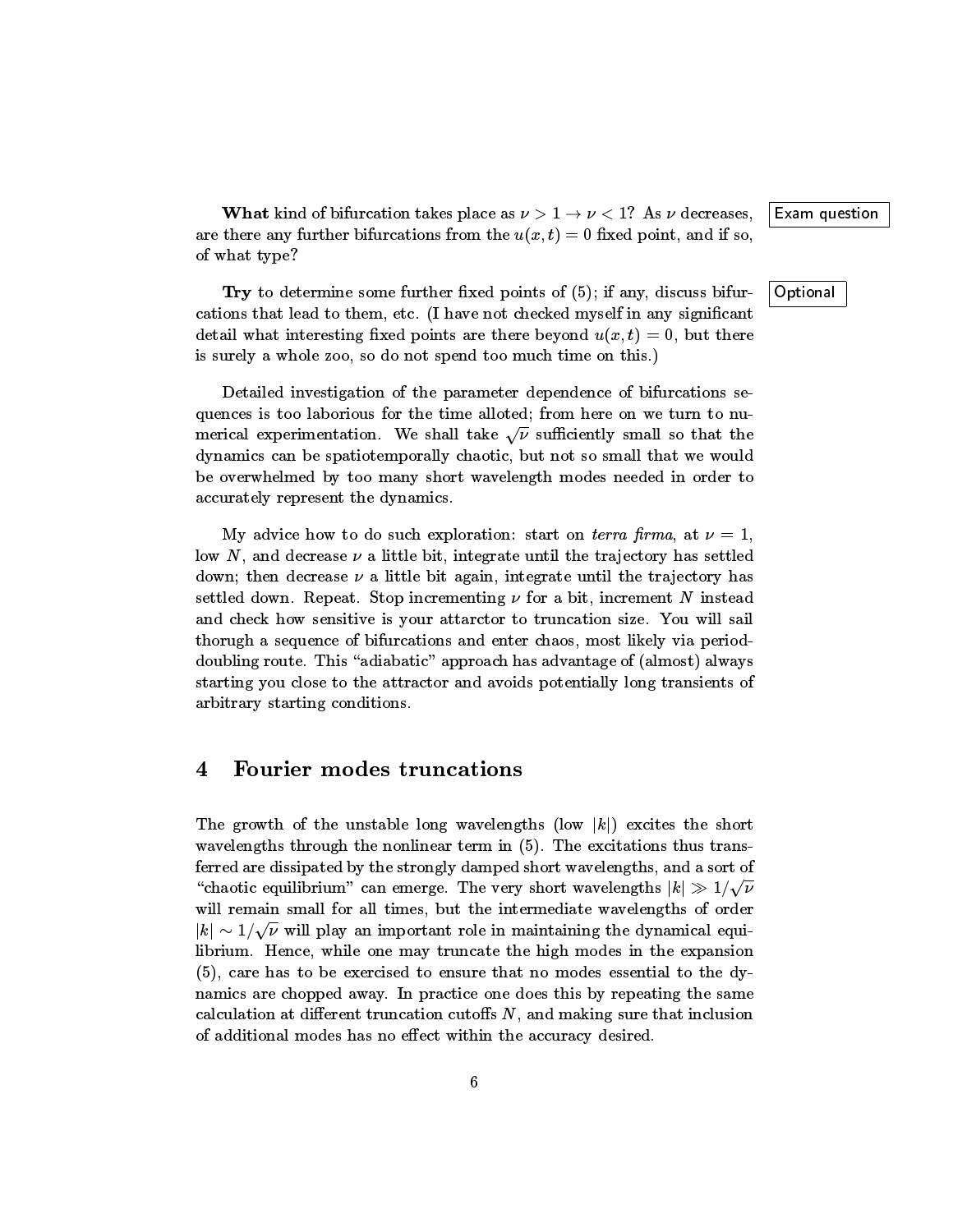**What** kind of bifurcation takes place as $\nu > 1 \to \nu < 1$? As $\nu$ decreases, are there any further bifurcations from the $u(x,t) = 0$ fixed point, and if so, of what type?

Exam question

**Try** to determine some further fixed points of (5); if any, discuss bifurcations that lead to them, etc. (I have not checked myself in any significant detail what interesting fixed points are there beyond $u(x,t) = 0$, but there is surely a whole zoo, so do not spend too much time on this.)

Optional

Detailed investigation of the parameter dependence of bifurcations sequences is too laborious for the time alloted; from here on we turn to numerical experimentation. We shall take $\sqrt{\nu}$ sufficiently small so that the dynamics can be spatiotemporally chaotic, but not so small that we would be overwhelmed by too many short wavelength modes needed in order to accurately represent the dynamics.

My advice how to do such exploration: start on *terra firma*, at $\nu = 1$, low $N$, and decrease $\nu$ a little bit, integrate until the trajectory has settled down; then decrease $\nu$ a little bit again, integrate until the trajectory has settled down. Repeat. Stop incrementing $\nu$ for a bit, increment $N$ instead and check how sensitive is your attarctor to truncation size. You will sail thorugh a sequence of bifurcations and enter chaos, most likely via period-doubling route. This "adiabatic" approach has advantage of (almost) always starting you close to the attractor and avoids potentially long transients of arbitrary starting conditions.

## 4 Fourier modes truncations

The growth of the unstable long wavelengths (low $|k|$) excites the short wavelengths through the nonlinear term in (5). The excitations thus transferred are dissipated by the strongly damped short wavelengths, and a sort of "chaotic equilibrium" can emerge. The very short wavelengths $|k| \gg 1/\sqrt{\nu}$ will remain small for all times, but the intermediate wavelengths of order $|k| \sim 1/\sqrt{\nu}$ will play an important role in maintaining the dynamical equilibrium. Hence, while one may truncate the high modes in the expansion (5), care has to be exercised to ensure that no modes essential to the dynamics are chopped away. In practice one does this by repeating the same calculation at different truncation cutoffs $N$, and making sure that inclusion of additional modes has no effect within the accuracy desired.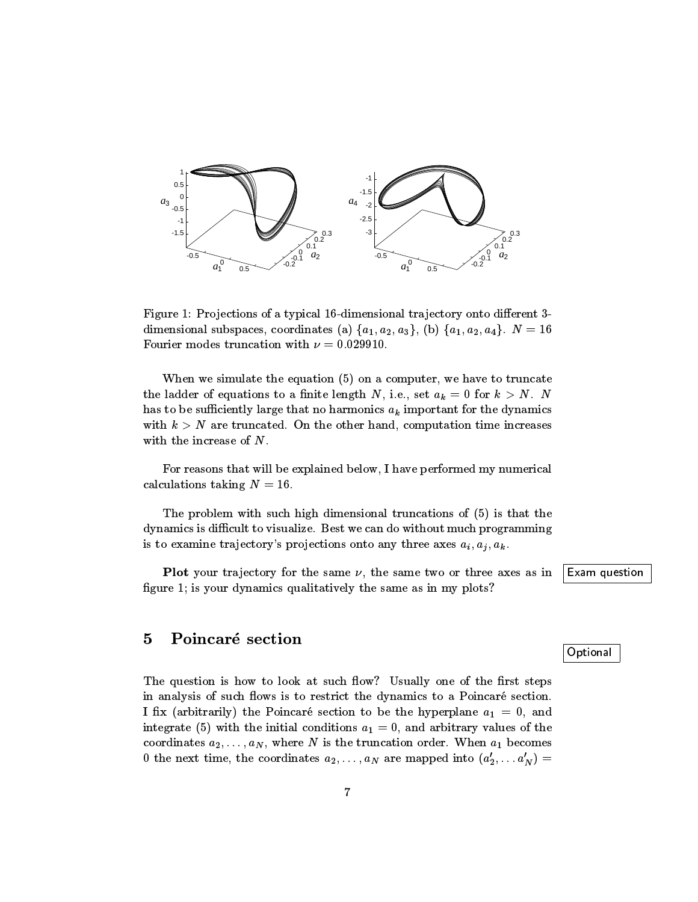Figure 1: Projections of a typical 16-dimensional trajectory onto different 3-dimensional subspaces, coordinates (a) $\{a_1, a_2, a_3\}$, (b) $\{a_1, a_2, a_4\}$. $N = 16$ Fourier modes truncation with $\nu = 0.029910$.

When we simulate the equation (5) on a computer, we have to truncate the ladder of equations to a finite length $N$, i.e., set $a_k = 0$ for $k > N$. $N$ has to be sufficiently large that no harmonics $a_k$ important for the dynamics with $k > N$ are truncated. On the other hand, computation time increases with the increase of $N$.

For reasons that will be explained below, I have performed my numerical calculations taking $N = 16$.

The problem with such high dimensional truncations of (5) is that the dynamics is difficult to visualize. Best we can do without much programming is to examine trajectory's projections onto any three axes $a_i, a_j, a_k$.

**Plot** your trajectory for the same $\nu$, the same two or three axes as in figure 1; is your dynamics qualitatively the same as in my plots?

Exam question

## 5 Poincaré section

Optional

The question is how to look at such flow? Usually one of the first steps in analysis of such flows is to restrict the dynamics to a Poincaré section. I fix (arbitrarily) the Poincaré section to be the hyperplane $a_1 = 0$, and integrate (5) with the initial conditions $a_1 = 0$, and arbitrary values of the coordinates $a_2, \ldots, a_N$, where $N$ is the truncation order. When $a_1$ becomes 0 the next time, the coordinates $a_2, \ldots, a_N$ are mapped into $(a'_2, \ldots a'_N) =$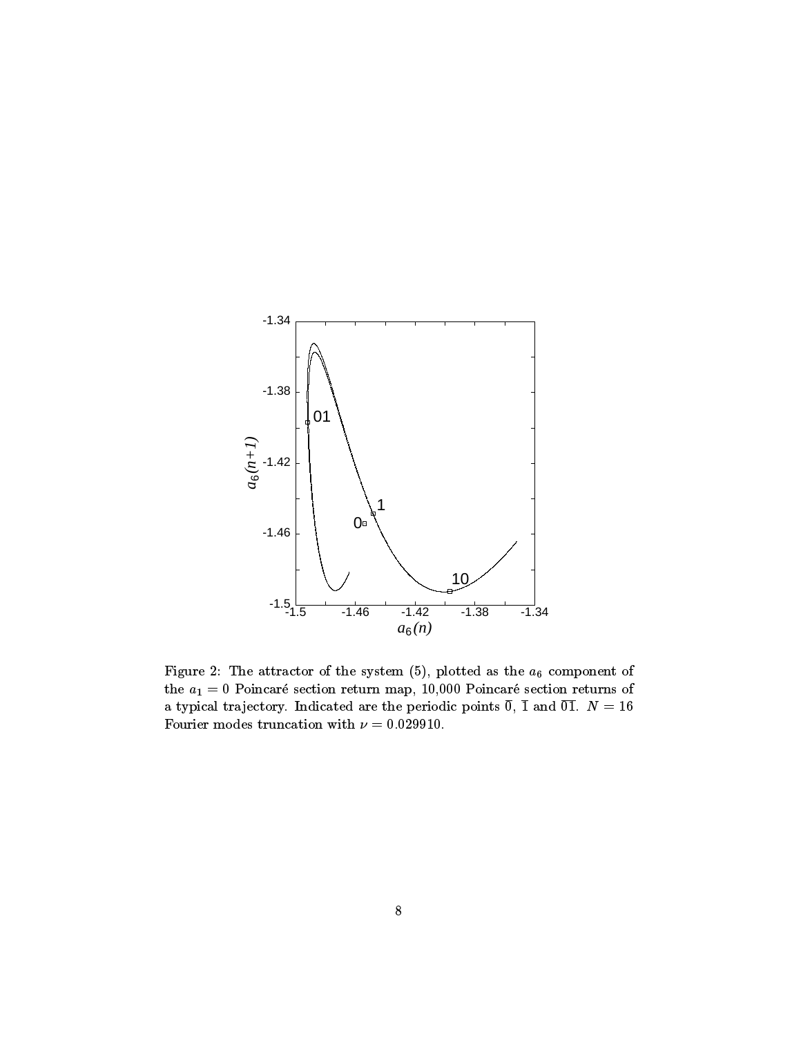Figure 2: The attractor of the system (5), plotted as the $a_6$ component of the $a_1 = 0$ Poincaré section return map, 10,000 Poincaré section returns of a typical trajectory. Indicated are the periodic points $\overline{0}$, $\overline{1}$ and $\overline{01}$. $N = 16$ Fourier modes truncation with $\nu = 0.029910$.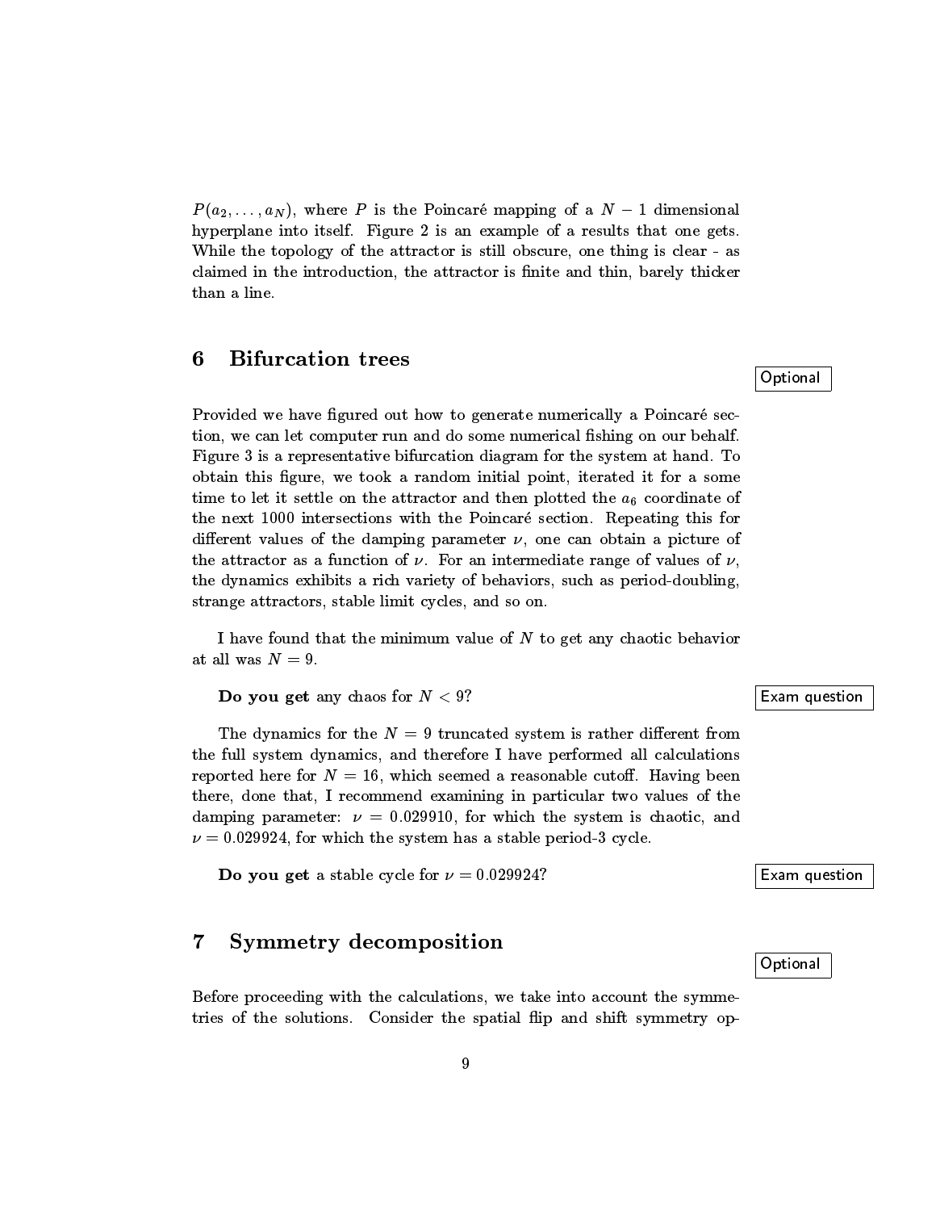$P(a_2, \ldots, a_N)$, where $P$ is the Poincaré mapping of a $N-1$ dimensional hyperplane into itself. Figure 2 is an example of a results that one gets. While the topology of the attractor is still obscure, one thing is clear - as claimed in the introduction, the attractor is finite and thin, barely thicker than a line.

## 6 Bifurcation trees

Optional

Provided we have figured out how to generate numerically a Poincaré section, we can let computer run and do some numerical fishing on our behalf. Figure 3 is a representative bifurcation diagram for the system at hand. To obtain this figure, we took a random initial point, iterated it for a some time to let it settle on the attractor and then plotted the $a_6$ coordinate of the next 1000 intersections with the Poincaré section. Repeating this for different values of the damping parameter $\nu$, one can obtain a picture of the attractor as a function of $\nu$. For an intermediate range of values of $\nu$, the dynamics exhibits a rich variety of behaviors, such as period-doubling, strange attractors, stable limit cycles, and so on.

I have found that the minimum value of $N$ to get any chaotic behavior at all was $N = 9$.

**Do you get** any chaos for $N < 9$?

Exam question

The dynamics for the $N = 9$ truncated system is rather different from the full system dynamics, and therefore I have performed all calculations reported here for $N = 16$, which seemed a reasonable cutoff. Having been there, done that, I recommend examining in particular two values of the damping parameter: $\nu = 0.029910$, for which the system is chaotic, and $\nu = 0.029924$, for which the system has a stable period-3 cycle.

**Do you get** a stable cycle for $\nu = 0.029924$?

Exam question

## 7 Symmetry decomposition

Optional

Before proceeding with the calculations, we take into account the symmetries of the solutions. Consider the spatial flip and shift symmetry op-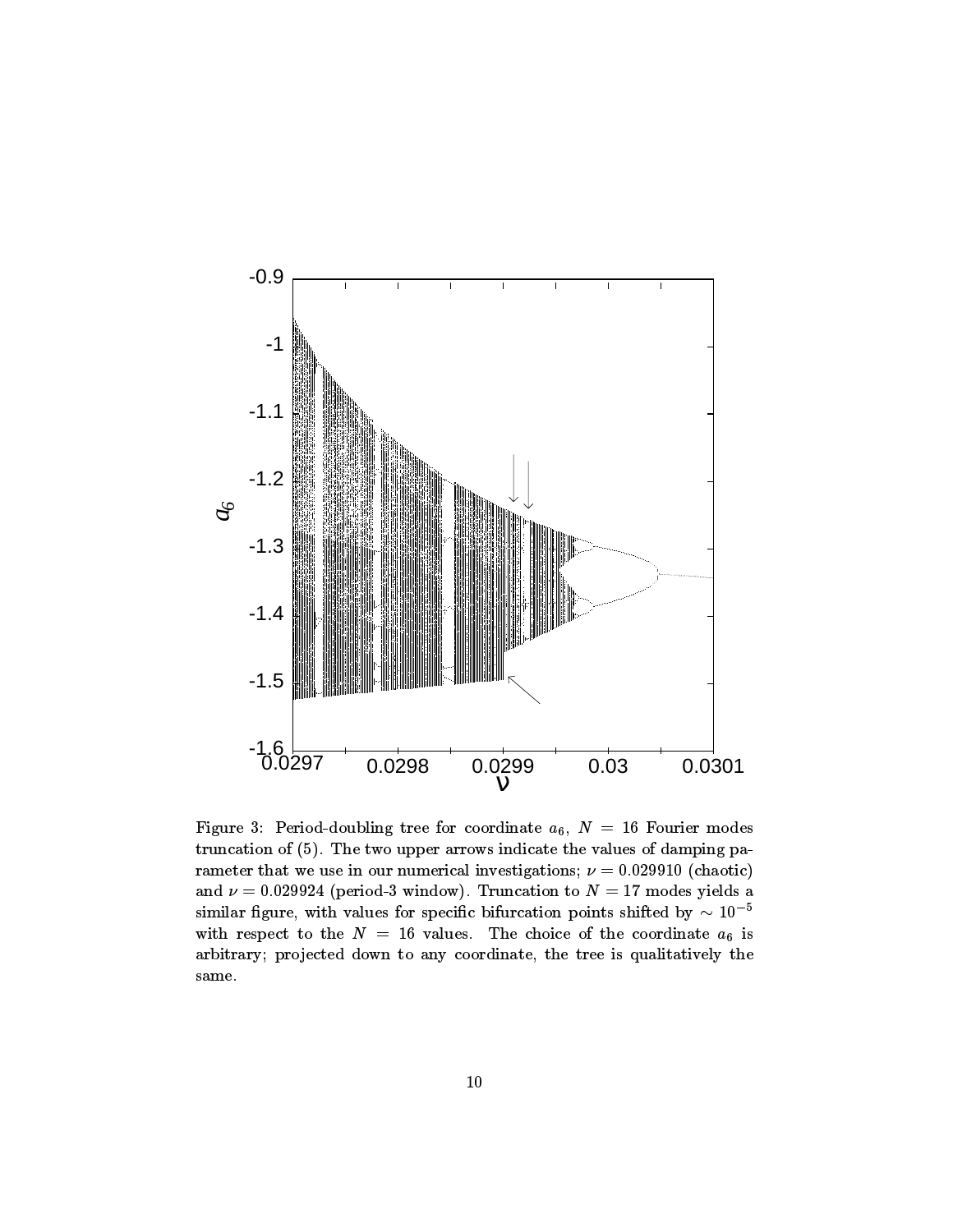Figure 3: Period-doubling tree for coordinate $a_6$, $N = 16$ Fourier modes truncation of (5). The two upper arrows indicate the values of damping parameter that we use in our numerical investigations; $\nu = 0.029910$ (chaotic) and $\nu = 0.029924$ (period-3 window). Truncation to $N = 17$ modes yields a similar figure, with values for specific bifurcation points shifted by $\sim 10^{-5}$ with respect to the $N = 16$ values. The choice of the coordinate $a_6$ is arbitrary; projected down to any coordinate, the tree is qualitatively the same.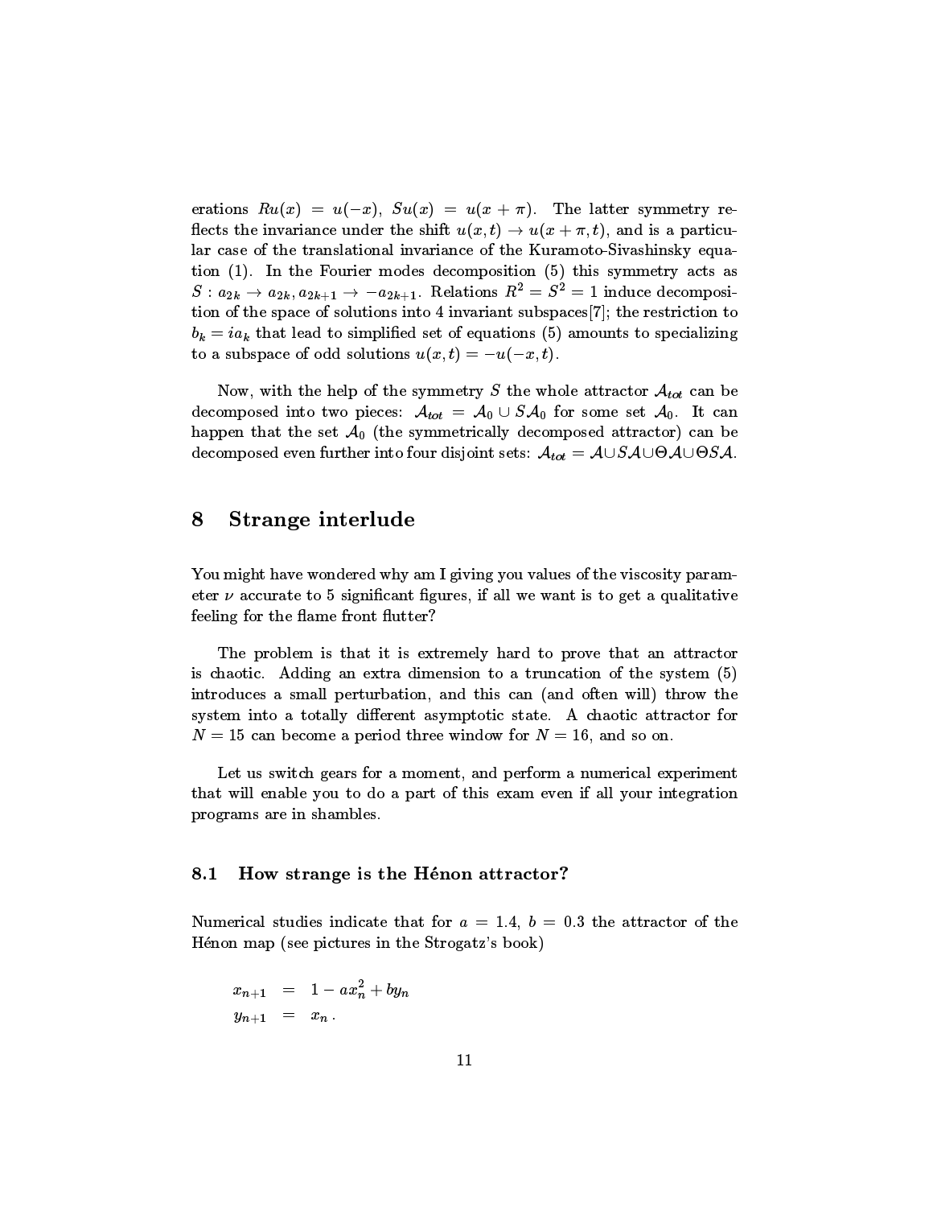erations $Ru(x) = u(-x)$, $Su(x) = u(x+\pi)$. The latter symmetry reflects the invariance under the shift $u(x,t) \to u(x+\pi,t)$, and is a particular case of the translational invariance of the Kuramoto-Sivashinsky equation (1). In the Fourier modes decomposition (5) this symmetry acts as $S : a_{2k} \to a_{2k}, a_{2k+1} \to -a_{2k+1}$. Relations $R^2 = S^2 = 1$ induce decomposition of the space of solutions into 4 invariant subspaces[7]; the restriction to $b_k = ia_k$ that lead to simplified set of equations (5) amounts to specializing to a subspace of odd solutions $u(x,t) = -u(-x,t)$.

Now, with the help of the symmetry $S$ the whole attractor $\mathcal{A}_{tot}$ can be decomposed into two pieces: $\mathcal{A}_{tot} = \mathcal{A}_0 \cup S\mathcal{A}_0$ for some set $\mathcal{A}_0$. It can happen that the set $\mathcal{A}_0$ (the symmetrically decomposed attractor) can be decomposed even further into four disjoint sets: $\mathcal{A}_{tot} = \mathcal{A} \cup S\mathcal{A} \cup \Theta\mathcal{A} \cup \Theta S\mathcal{A}$.

## 8 Strange interlude

You might have wondered why am I giving you values of the viscosity parameter $\nu$ accurate to 5 significant figures, if all we want is to get a qualitative feeling for the flame front flutter?

The problem is that it is extremely hard to prove that an attractor is chaotic. Adding an extra dimension to a truncation of the system (5) introduces a small perturbation, and this can (and often will) throw the system into a totally different asymptotic state. A chaotic attractor for $N = 15$ can become a period three window for $N = 16$, and so on.

Let us switch gears for a moment, and perform a numerical experiment that will enable you to do a part of this exam even if all your integration programs are in shambles.

### 8.1 How strange is the Hénon attractor?

Numerical studies indicate that for $a = 1.4$, $b = 0.3$ the attractor of the Hénon map (see pictures in the Strogatz's book)

$$
\begin{aligned}
x_{n+1} &= 1 - ax_n^2 + by_n \\
y_{n+1} &= x_n \, .
\end{aligned}
$$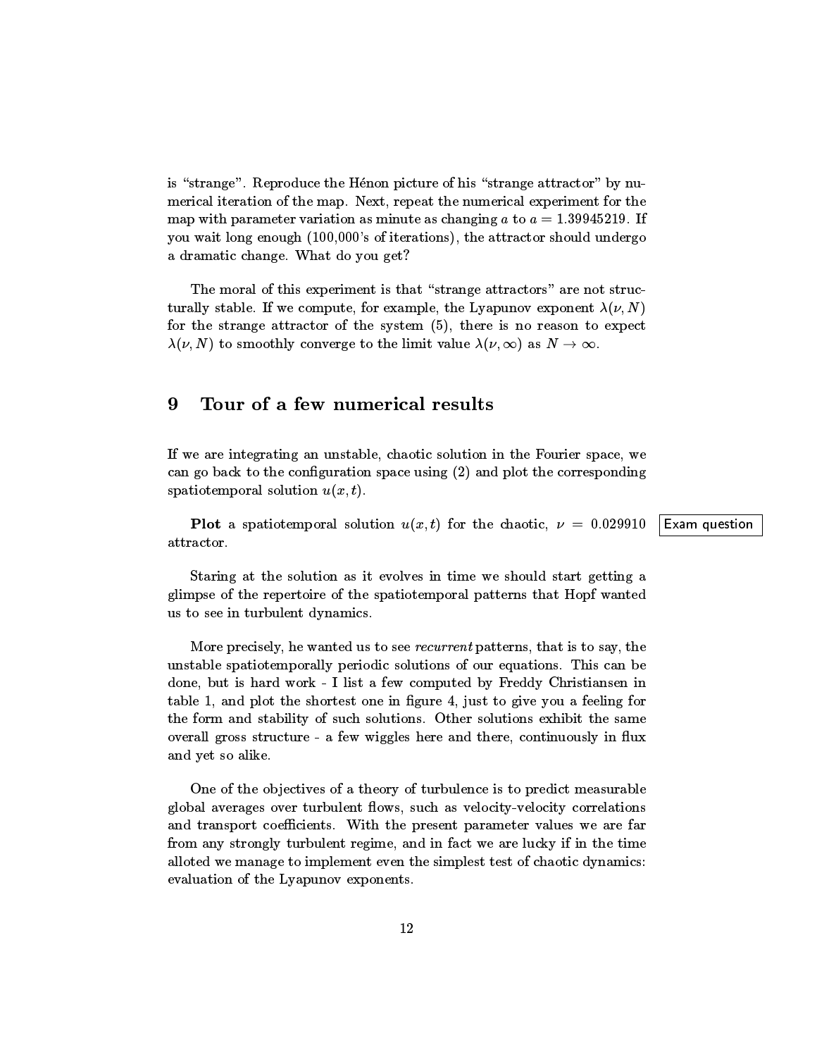is "strange". Reproduce the Hénon picture of his "strange attractor" by numerical iteration of the map. Next, repeat the numerical experiment for the map with parameter variation as minute as changing $a$ to $a = 1.39945219$. If you wait long enough (100,000's of iterations), the attractor should undergo a dramatic change. What do you get?

The moral of this experiment is that "strange attractors" are not structurally stable. If we compute, for example, the Lyapunov exponent $\lambda(\nu, N)$ for the strange attractor of the system (5), there is no reason to expect $\lambda(\nu, N)$ to smoothly converge to the limit value $\lambda(\nu, \infty)$ as $N \to \infty$.

# 9 Tour of a few numerical results

If we are integrating an unstable, chaotic solution in the Fourier space, we can go back to the configuration space using (2) and plot the corresponding spatiotemporal solution $u(x, t)$.

**Plot** a spatiotemporal solution $u(x, t)$ for the chaotic, $\nu = 0.029910$ attractor.

Exam question

Staring at the solution as it evolves in time we should start getting a glimpse of the repertoire of the spatiotemporal patterns that Hopf wanted us to see in turbulent dynamics.

More precisely, he wanted us to see *recurrent* patterns, that is to say, the unstable spatiotemporally periodic solutions of our equations. This can be done, but is hard work - I list a few computed by Freddy Christiansen in table 1, and plot the shortest one in figure 4, just to give you a feeling for the form and stability of such solutions. Other solutions exhibit the same overall gross structure - a few wiggles here and there, continuously in flux and yet so alike.

One of the objectives of a theory of turbulence is to predict measurable global averages over turbulent flows, such as velocity-velocity correlations and transport coefficients. With the present parameter values we are far from any strongly turbulent regime, and in fact we are lucky if in the time alloted we manage to implement even the simplest test of chaotic dynamics: evaluation of the Lyapunov exponents.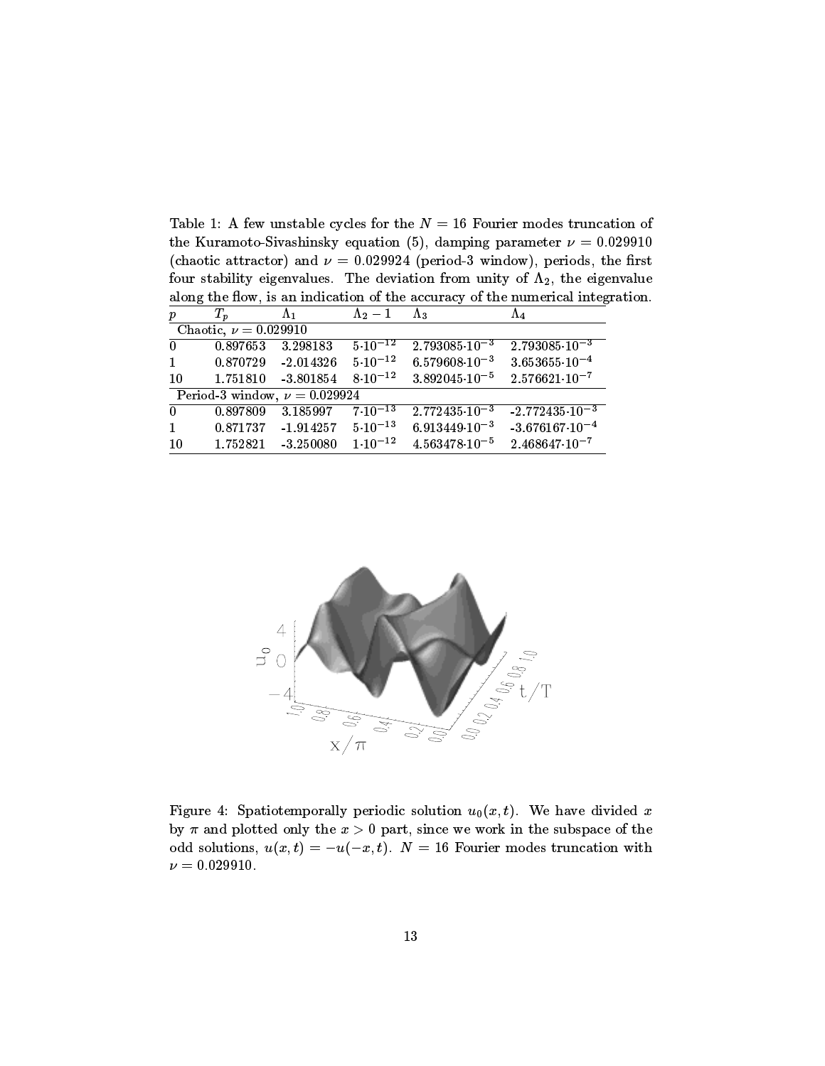Table 1: A few unstable cycles for the $N = 16$ Fourier modes truncation of the Kuramoto-Sivashinsky equation (5), damping parameter $\nu = 0.029910$ (chaotic attractor) and $\nu = 0.029924$ (period-3 window), periods, the first four stability eigenvalues. The deviation from unity of $\Lambda_2$, the eigenvalue along the flow, is an indication of the accuracy of the numerical integration.

| $p$ | $T_p$ | $\Lambda_1$ | $\Lambda_2 - 1$ | $\Lambda_3$ | $\Lambda_4$ |
|---|---|---|---|---|---|
| Chaotic, $\nu = 0.029910$ | | | | | |
| 0 | 0.897653 | 3.298183 | $5{\cdot}10^{-12}$ | $2.793085{\cdot}10^{-3}$ | $2.793085{\cdot}10^{-3}$ |
| 1 | 0.870729 | -2.014326 | $5{\cdot}10^{-12}$ | $6.579608{\cdot}10^{-3}$ | $3.653655{\cdot}10^{-4}$ |
| 10 | 1.751810 | -3.801854 | $8{\cdot}10^{-12}$ | $3.892045{\cdot}10^{-5}$ | $2.576621{\cdot}10^{-7}$ |
| Period-3 window, $\nu = 0.029924$ | | | | | |
| 0 | 0.897809 | 3.185997 | $7{\cdot}10^{-13}$ | $2.772435{\cdot}10^{-3}$ | $-2.772435{\cdot}10^{-3}$ |
| 1 | 0.871737 | -1.914257 | $5{\cdot}10^{-13}$ | $6.913449{\cdot}10^{-3}$ | $-3.676167{\cdot}10^{-4}$ |
| 10 | 1.752821 | -3.250080 | $1{\cdot}10^{-12}$ | $4.563478{\cdot}10^{-5}$ | $2.468647{\cdot}10^{-7}$ |

Figure 4: Spatiotemporally periodic solution $u_0(x, t)$. We have divided $x$ by $\pi$ and plotted only the $x > 0$ part, since we work in the subspace of the odd solutions, $u(x, t) = -u(-x, t)$. $N = 16$ Fourier modes truncation with $\nu = 0.029910$.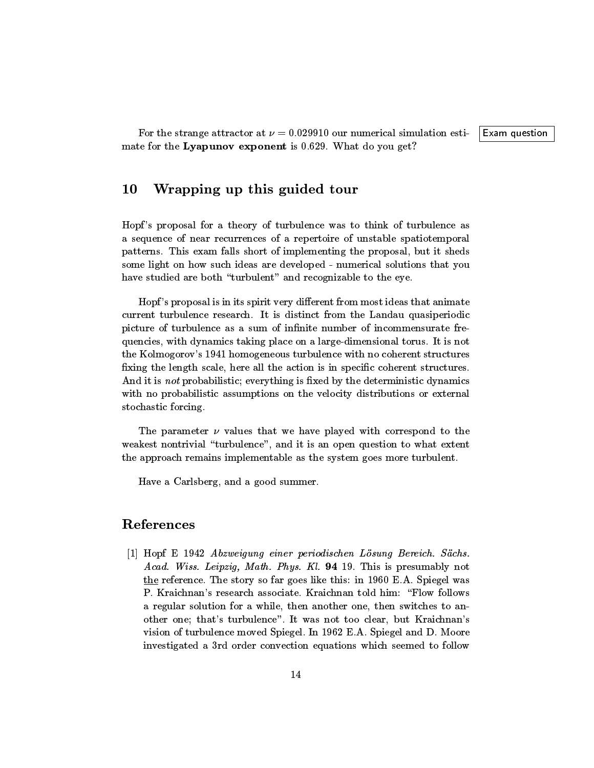For the strange attractor at $\nu = 0.029910$ our numerical simulation estimate for the **Lyapunov exponent** is 0.629. What do you get?

Exam question

## 10 Wrapping up this guided tour

Hopf's proposal for a theory of turbulence was to think of turbulence as a sequence of near recurrences of a repertoire of unstable spatiotemporal patterns. This exam falls short of implementing the proposal, but it sheds some light on how such ideas are developed - numerical solutions that you have studied are both "turbulent" and recognizable to the eye.

Hopf's proposal is in its spirit very different from most ideas that animate current turbulence research. It is distinct from the Landau quasiperiodic picture of turbulence as a sum of infinite number of incommensurate frequencies, with dynamics taking place on a large-dimensional torus. It is not the Kolmogorov's 1941 homogeneous turbulence with no coherent structures fixing the length scale, here all the action is in specific coherent structures. And it is *not* probabilistic; everything is fixed by the deterministic dynamics with no probabilistic assumptions on the velocity distributions or external stochastic forcing.

The parameter $\nu$ values that we have played with correspond to the weakest nontrivial "turbulence", and it is an open question to what extent the approach remains implementable as the system goes more turbulent.

Have a Carlsberg, and a good summer.

## References

[1] Hopf E 1942 *Abzweigung einer periodischen Lösung Bereich. Sächs. Acad. Wiss. Leipzig, Math. Phys. Kl.* **94** 19. This is presumably not the reference. The story so far goes like this: in 1960 E.A. Spiegel was P. Kraichnan's research associate. Kraichnan told him: "Flow follows a regular solution for a while, then another one, then switches to another one; that's turbulence". It was not too clear, but Kraichnan's vision of turbulence moved Spiegel. In 1962 E.A. Spiegel and D. Moore investigated a 3rd order convection equations which seemed to follow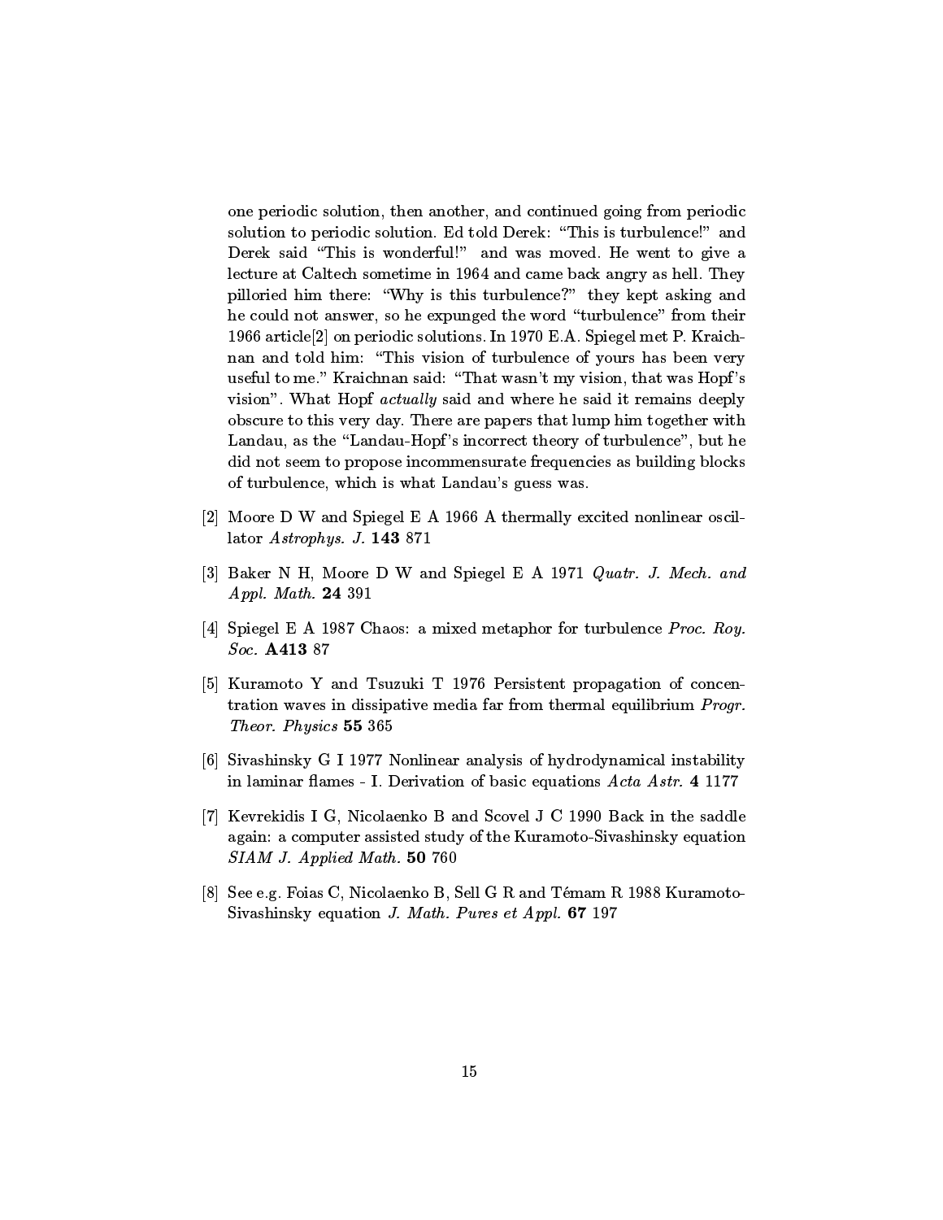one periodic solution, then another, and continued going from periodic solution to periodic solution. Ed told Derek: “This is turbulence!” and Derek said “This is wonderful!” and was moved. He went to give a lecture at Caltech sometime in 1964 and came back angry as hell. They pilloried him there: “Why is this turbulence?” they kept asking and he could not answer, so he expunged the word “turbulence” from their 1966 article[2] on periodic solutions. In 1970 E.A. Spiegel met P. Kraichnan and told him: “This vision of turbulence of yours has been very useful to me.” Kraichnan said: “That wasn't my vision, that was Hopf's vision”. What Hopf *actually* said and where he said it remains deeply obscure to this very day. There are papers that lump him together with Landau, as the “Landau-Hopf's incorrect theory of turbulence”, but he did not seem to propose incommensurate frequencies as building blocks of turbulence, which is what Landau's guess was.

[2] Moore D W and Spiegel E A 1966 A thermally excited nonlinear oscillator *Astrophys. J.* **143** 871

[3] Baker N H, Moore D W and Spiegel E A 1971 *Quatr. J. Mech. and Appl. Math.* **24** 391

[4] Spiegel E A 1987 Chaos: a mixed metaphor for turbulence *Proc. Roy. Soc.* **A413** 87

[5] Kuramoto Y and Tsuzuki T 1976 Persistent propagation of concentration waves in dissipative media far from thermal equilibrium *Progr. Theor. Physics* **55** 365

[6] Sivashinsky G I 1977 Nonlinear analysis of hydrodynamical instability in laminar flames - I. Derivation of basic equations *Acta Astr.* **4** 1177

[7] Kevrekidis I G, Nicolaenko B and Scovel J C 1990 Back in the saddle again: a computer assisted study of the Kuramoto-Sivashinsky equation *SIAM J. Applied Math.* **50** 760

[8] See e.g. Foias C, Nicolaenko B, Sell G R and Témam R 1988 Kuramoto-Sivashinsky equation *J. Math. Pures et Appl.* **67** 197